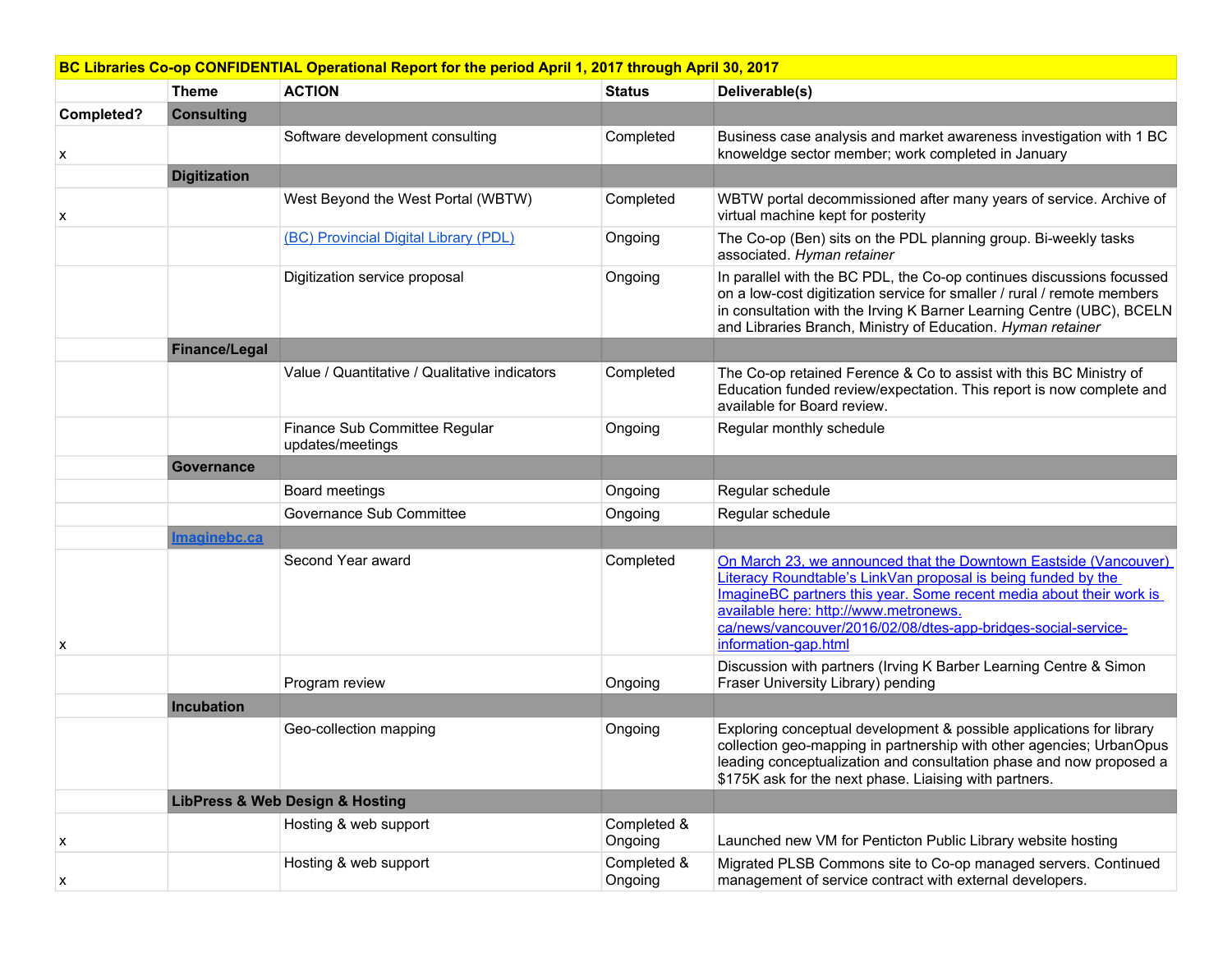| BC Libraries Co-op CONFIDENTIAL Operational Report for the period April 1, 2017 through April 30, 2017 | | | | |
|---|---|---|---|---|
| | **Theme** | **ACTION** | **Status** | **Deliverable(s)** |
| **Completed?** | **Consulting** | | | |
| x | | Software development consulting | Completed | Business case analysis and market awareness investigation with 1 BC knoweldge sector member; work completed in January |
| | **Digitization** | | | |
| x | | West Beyond the West Portal (WBTW) | Completed | WBTW portal decommissioned after many years of service. Archive of virtual machine kept for posterity |
| | | (BC) Provincial Digital Library (PDL) | Ongoing | The Co-op (Ben) sits on the PDL planning group. Bi-weekly tasks associated. *Hyman retainer* |
| | | Digitization service proposal | Ongoing | In parallel with the BC PDL, the Co-op continues discussions focussed on a low-cost digitization service for smaller / rural / remote members in consultation with the Irving K Barner Learning Centre (UBC), BCELN and Libraries Branch, Ministry of Education. *Hyman retainer* |
| | **Finance/Legal** | | | |
| | | Value / Quantitative / Qualitative indicators | Completed | The Co-op retained Ference & Co to assist with this BC Ministry of Education funded review/expectation. This report is now complete and available for Board review. |
| | | Finance Sub Committee Regular updates/meetings | Ongoing | Regular monthly schedule |
| | **Governance** | | | |
| | | Board meetings | Ongoing | Regular schedule |
| | | Governance Sub Committee | Ongoing | Regular schedule |
| | **Imaginebc.ca** | | | |
| x | | Second Year award | Completed | On March 23, we announced that the Downtown Eastside (Vancouver) Literacy Roundtable's LinkVan proposal is being funded by the ImagineBC partners this year. Some recent media about their work is available here: http://www.metronews.ca/news/vancouver/2016/02/08/dtes-app-bridges-social-service-information-gap.html |
| | | Program review | Ongoing | Discussion with partners (Irving K Barber Learning Centre & Simon Fraser University Library) pending |
| | **Incubation** | | | |
| | | Geo-collection mapping | Ongoing | Exploring conceptual development & possible applications for library collection geo-mapping in partnership with other agencies; UrbanOpus leading conceptualization and consultation phase and now proposed a $175K ask for the next phase. Liaising with partners. |
| | **LibPress & Web Design & Hosting** | | | |
| x | | Hosting & web support | Completed & Ongoing | Launched new VM for Penticton Public Library website hosting |
| x | | Hosting & web support | Completed & Ongoing | Migrated PLSB Commons site to Co-op managed servers. Continued management of service contract with external developers. |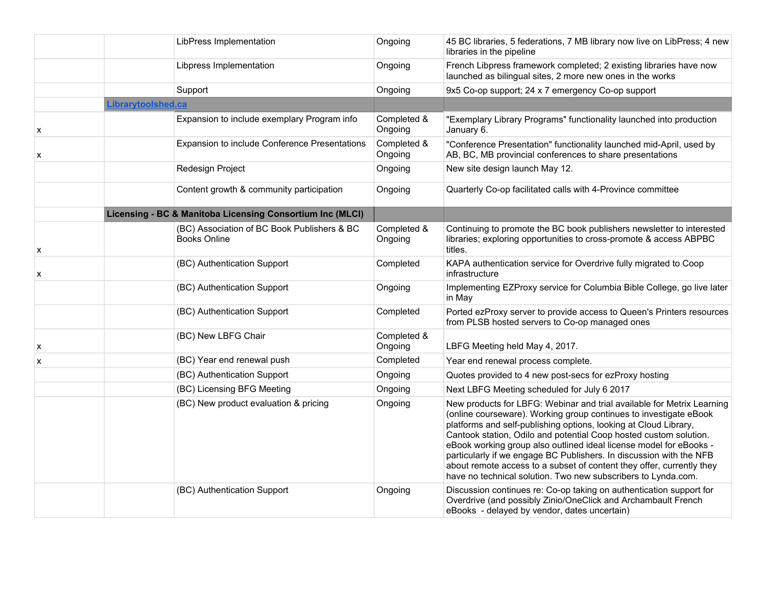| | | | | |
|---|---|---|---|---|
| | | LibPress Implementation | Ongoing | 45 BC libraries, 5 federations, 7 MB library now live on LibPress; 4 new libraries in the pipeline |
| | | Libpress Implementation | Ongoing | French Libpress framework completed; 2 existing libraries have now launched as bilingual sites, 2 more new ones in the works |
| | | Support | Ongoing | 9x5 Co-op support; 24 x 7 emergency Co-op support |
| | **Librarytoolshed.ca** | | | |
| x | | Expansion to include exemplary Program info | Completed & Ongoing | "Exemplary Library Programs" functionality launched into production January 6. |
| x | | Expansion to include Conference Presentations | Completed & Ongoing | "Conference Presentation" functionality launched mid-April, used by AB, BC, MB provincial conferences to share presentations |
| | | Redesign Project | Ongoing | New site design launch May 12. |
| | | Content growth & community participation | Ongoing | Quarterly Co-op facilitated calls with 4-Province committee |
| | **Licensing - BC & Manitoba Licensing Consortium Inc (MLCI)** | | | |
| x | | (BC) Association of BC Book Publishers & BC Books Online | Completed & Ongoing | Continuing to promote the BC book publishers newsletter to interested libraries; exploring opportunities to cross-promote & access ABPBC titles. |
| x | | (BC) Authentication Support | Completed | KAPA authentication service for Overdrive fully migrated to Coop infrastructure |
| | | (BC) Authentication Support | Ongoing | Implementing EZProxy service for Columbia Bible College, go live later in May |
| | | (BC) Authentication Support | Completed | Ported ezProxy server to provide access to Queen's Printers resources from PLSB hosted servers to Co-op managed ones |
| x | | (BC) New LBFG Chair | Completed & Ongoing | LBFG Meeting held May 4, 2017. |
| x | | (BC) Year end renewal push | Completed | Year end renewal process complete. |
| | | (BC) Authentication Support | Ongoing | Quotes provided to 4 new post-secs for ezProxy hosting |
| | | (BC) Licensing BFG Meeting | Ongoing | Next LBFG Meeting scheduled for July 6 2017 |
| | | (BC) New product evaluation & pricing | Ongoing | New products for LBFG: Webinar and trial available for Metrix Learning (online courseware). Working group continues to investigate eBook platforms and self-publishing options, looking at Cloud Library, Cantook station, Odilo and potential Coop hosted custom solution. eBook working group also outlined ideal license model for eBooks - particularly if we engage BC Publishers. In discussion with the NFB about remote access to a subset of content they offer, currently they have no technical solution. Two new subscribers to Lynda.com. |
| | | (BC) Authentication Support | Ongoing | Discussion continues re: Co-op taking on authentication support for Overdrive (and possibly Zinio/OneClick and Archambault French eBooks - delayed by vendor, dates uncertain) |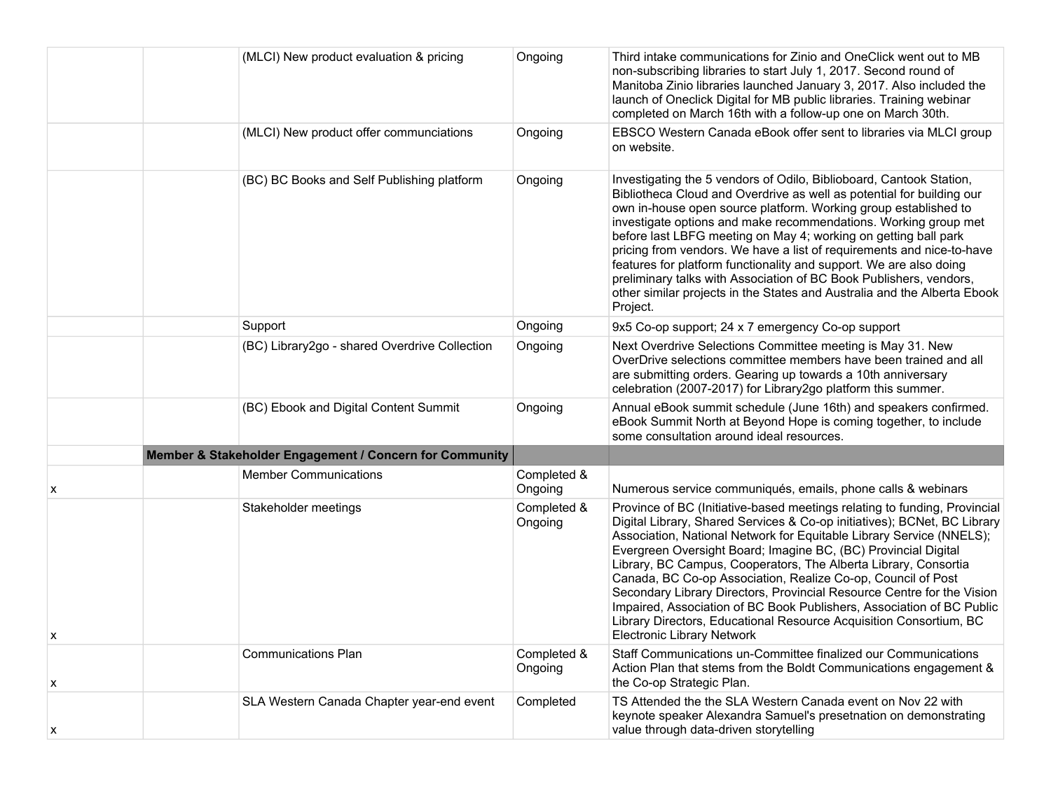| | | | | |
|---|---|---|---|---|
| | | (MLCI) New product evaluation & pricing | Ongoing | Third intake communications for Zinio and OneClick went out to MB non-subscribing libraries to start July 1, 2017. Second round of Manitoba Zinio libraries launched January 3, 2017. Also included the launch of Oneclick Digital for MB public libraries. Training webinar completed on March 16th with a follow-up one on March 30th. |
| | | (MLCI) New product offer communciations | Ongoing | EBSCO Western Canada eBook offer sent to libraries via MLCI group on website. |
| | | (BC) BC Books and Self Publishing platform | Ongoing | Investigating the 5 vendors of Odilo, Biblioboard, Cantook Station, Bibliotheca Cloud and Overdrive as well as potential for building our own in-house open source platform. Working group established to investigate options and make recommendations. Working group met before last LBFG meeting on May 4; working on getting ball park pricing from vendors. We have a list of requirements and nice-to-have features for platform functionality and support. We are also doing preliminary talks with Association of BC Book Publishers, vendors, other similar projects in the States and Australia and the Alberta Ebook Project. |
| | | Support | Ongoing | 9x5 Co-op support; 24 x 7 emergency Co-op support |
| | | (BC) Library2go - shared Overdrive Collection | Ongoing | Next Overdrive Selections Committee meeting is May 31. New OverDrive selections committee members have been trained and all are submitting orders. Gearing up towards a 10th anniversary celebration (2007-2017) for Library2go platform this summer. |
| | | (BC) Ebook and Digital Content Summit | Ongoing | Annual eBook summit schedule (June 16th) and speakers confirmed. eBook Summit North at Beyond Hope is coming together, to include some consultation around ideal resources. |
| | **Member & Stakeholder Engagement / Concern for Community** | | | |
| x | | Member Communications | Completed & Ongoing | Numerous service communiqués, emails, phone calls & webinars |
| x | | Stakeholder meetings | Completed & Ongoing | Province of BC (Initiative-based meetings relating to funding, Provincial Digital Library, Shared Services & Co-op initiatives); BCNet, BC Library Association, National Network for Equitable Library Service (NNELS); Evergreen Oversight Board; Imagine BC, (BC) Provincial Digital Library, BC Campus, Cooperators, The Alberta Library, Consortia Canada, BC Co-op Association, Realize Co-op, Council of Post Secondary Library Directors, Provincial Resource Centre for the Vision Impaired, Association of BC Book Publishers, Association of BC Public Library Directors, Educational Resource Acquisition Consortium, BC Electronic Library Network |
| x | | Communications Plan | Completed & Ongoing | Staff Communications un-Committee finalized our Communications Action Plan that stems from the Boldt Communications engagement & the Co-op Strategic Plan. |
| x | | SLA Western Canada Chapter year-end event | Completed | TS Attended the the SLA Western Canada event on Nov 22 with keynote speaker Alexandra Samuel's presetnation on demonstrating value through data-driven storytelling |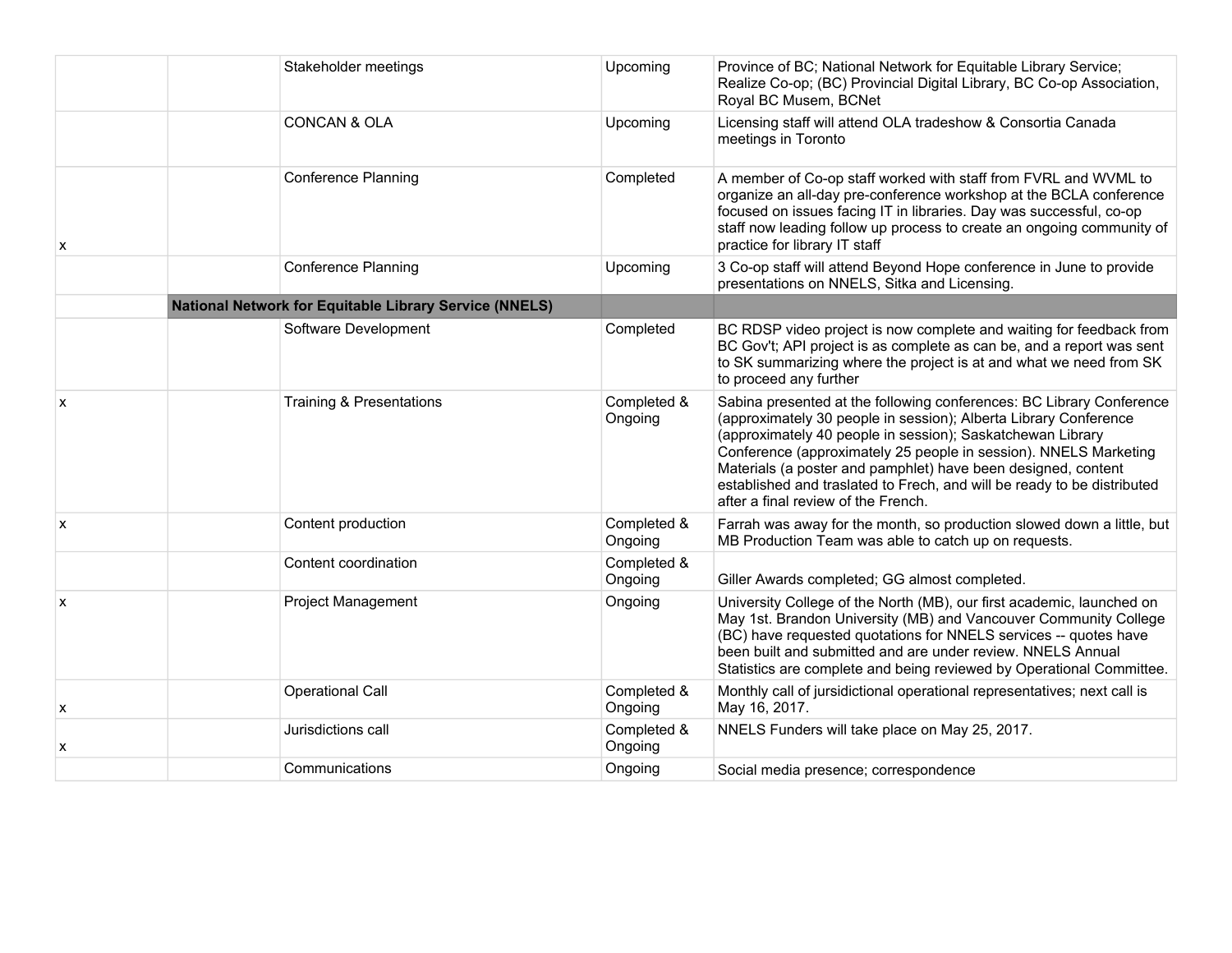| | | | | |
|---|---|---|---|---|
| | | Stakeholder meetings | Upcoming | Province of BC; National Network for Equitable Library Service; Realize Co-op; (BC) Provincial Digital Library, BC Co-op Association, Royal BC Musem, BCNet |
| | | CONCAN & OLA | Upcoming | Licensing staff will attend OLA tradeshow & Consortia Canada meetings in Toronto |
| x | | Conference Planning | Completed | A member of Co-op staff worked with staff from FVRL and WVML to organize an all-day pre-conference workshop at the BCLA conference focused on issues facing IT in libraries. Day was successful, co-op staff now leading follow up process to create an ongoing community of practice for library IT staff |
| | | Conference Planning | Upcoming | 3 Co-op staff will attend Beyond Hope conference in June to provide presentations on NNELS, Sitka and Licensing. |
| | **National Network for Equitable Library Service (NNELS)** | | | |
| | | Software Development | Completed | BC RDSP video project is now complete and waiting for feedback from BC Gov't; API project is as complete as can be, and a report was sent to SK summarizing where the project is at and what we need from SK to proceed any further |
| x | | Training & Presentations | Completed & Ongoing | Sabina presented at the following conferences: BC Library Conference (approximately 30 people in session); Alberta Library Conference (approximately 40 people in session); Saskatchewan Library Conference (approximately 25 people in session). NNELS Marketing Materials (a poster and pamphlet) have been designed, content established and traslated to Frech, and will be ready to be distributed after a final review of the French. |
| x | | Content production | Completed & Ongoing | Farrah was away for the month, so production slowed down a little, but MB Production Team was able to catch up on requests. |
| | | Content coordination | Completed & Ongoing | Giller Awards completed; GG almost completed. |
| x | | Project Management | Ongoing | University College of the North (MB), our first academic, launched on May 1st. Brandon University (MB) and Vancouver Community College (BC) have requested quotations for NNELS services -- quotes have been built and submitted and are under review. NNELS Annual Statistics are complete and being reviewed by Operational Committee. |
| x | | Operational Call | Completed & Ongoing | Monthly call of jursidictional operational representatives; next call is May 16, 2017. |
| x | | Jurisdictions call | Completed & Ongoing | NNELS Funders will take place on May 25, 2017. |
| | | Communications | Ongoing | Social media presence; correspondence |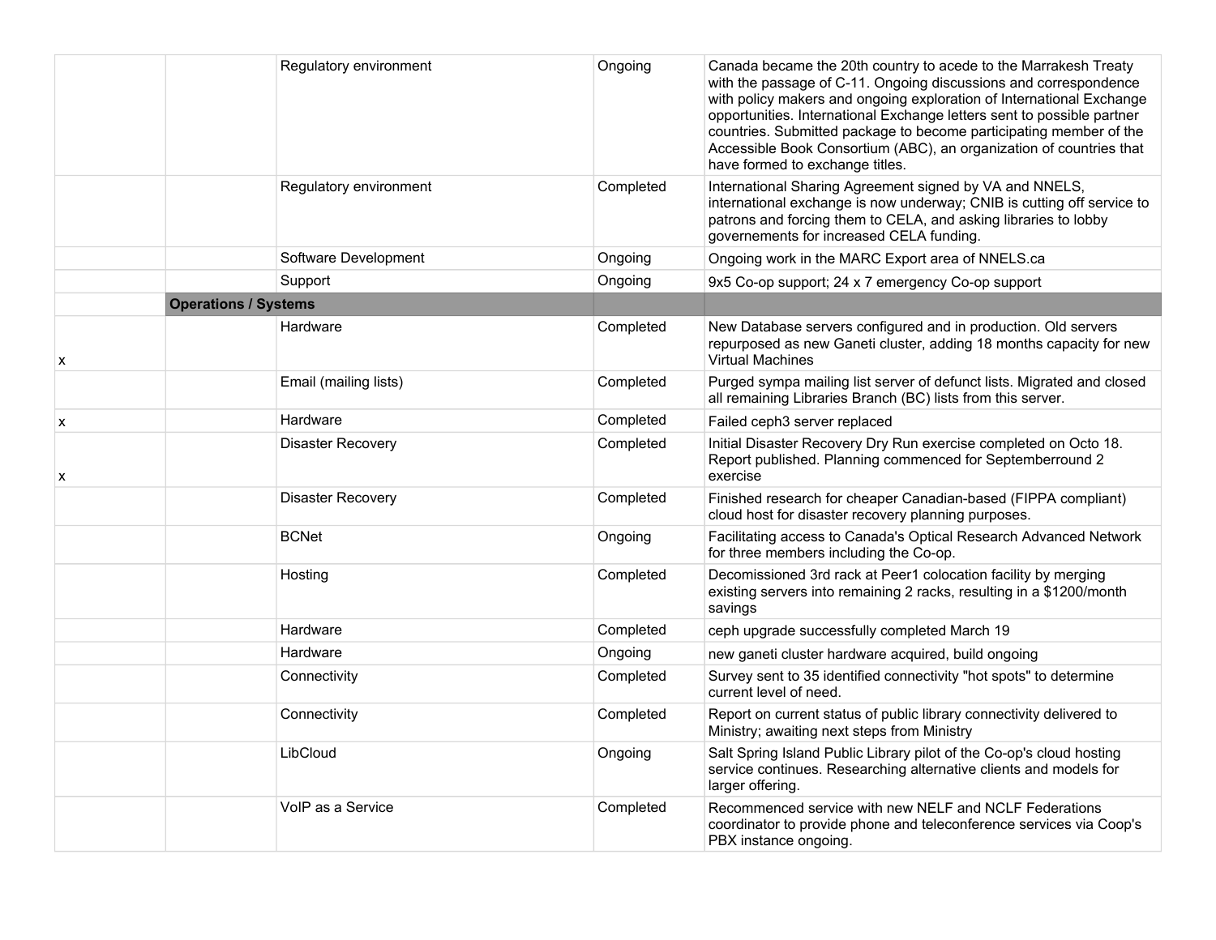| | | | | |
|---|---|---|---|---|
| | | Regulatory environment | Ongoing | Canada became the 20th country to acede to the Marrakesh Treaty with the passage of C-11. Ongoing discussions and correspondence with policy makers and ongoing exploration of International Exchange opportunities. International Exchange letters sent to possible partner countries. Submitted package to become participating member of the Accessible Book Consortium (ABC), an organization of countries that have formed to exchange titles. |
| | | Regulatory environment | Completed | International Sharing Agreement signed by VA and NNELS, international exchange is now underway; CNIB is cutting off service to patrons and forcing them to CELA, and asking libraries to lobby governements for increased CELA funding. |
| | | Software Development | Ongoing | Ongoing work in the MARC Export area of NNELS.ca |
| | | Support | Ongoing | 9x5 Co-op support; 24 x 7 emergency Co-op support |
| | **Operations / Systems** | | | |
| x | | Hardware | Completed | New Database servers configured and in production. Old servers repurposed as new Ganeti cluster, adding 18 months capacity for new Virtual Machines |
| | | Email (mailing lists) | Completed | Purged sympa mailing list server of defunct lists. Migrated and closed all remaining Libraries Branch (BC) lists from this server. |
| x | | Hardware | Completed | Failed ceph3 server replaced |
| x | | Disaster Recovery | Completed | Initial Disaster Recovery Dry Run exercise completed on Octo 18. Report published. Planning commenced for Septemberround 2 exercise |
| | | Disaster Recovery | Completed | Finished research for cheaper Canadian-based (FIPPA compliant) cloud host for disaster recovery planning purposes. |
| | | BCNet | Ongoing | Facilitating access to Canada's Optical Research Advanced Network for three members including the Co-op. |
| | | Hosting | Completed | Decomissioned 3rd rack at Peer1 colocation facility by merging existing servers into remaining 2 racks, resulting in a $1200/month savings |
| | | Hardware | Completed | ceph upgrade successfully completed March 19 |
| | | Hardware | Ongoing | new ganeti cluster hardware acquired, build ongoing |
| | | Connectivity | Completed | Survey sent to 35 identified connectivity "hot spots" to determine current level of need. |
| | | Connectivity | Completed | Report on current status of public library connectivity delivered to Ministry; awaiting next steps from Ministry |
| | | LibCloud | Ongoing | Salt Spring Island Public Library pilot of the Co-op's cloud hosting service continues. Researching alternative clients and models for larger offering. |
| | | VoIP as a Service | Completed | Recommenced service with new NELF and NCLF Federations coordinator to provide phone and teleconference services via Coop's PBX instance ongoing. |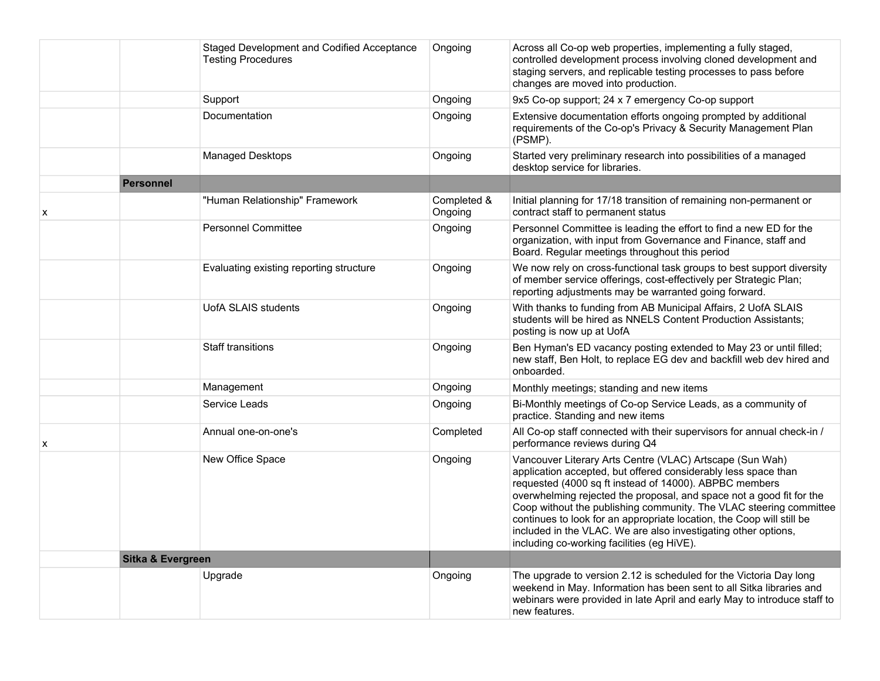| | | | | |
|---|---|---|---|---|
| | | Staged Development and Codified Acceptance Testing Procedures | Ongoing | Across all Co-op web properties, implementing a fully staged, controlled development process involving cloned development and staging servers, and replicable testing processes to pass before changes are moved into production. |
| | | Support | Ongoing | 9x5 Co-op support; 24 x 7 emergency Co-op support |
| | | Documentation | Ongoing | Extensive documentation efforts ongoing prompted by additional requirements of the Co-op's Privacy & Security Management Plan (PSMP). |
| | | Managed Desktops | Ongoing | Started very preliminary research into possibilities of a managed desktop service for libraries. |
| | **Personnel** | | | |
| x | | "Human Relationship" Framework | Completed & Ongoing | Initial planning for 17/18 transition of remaining non-permanent or contract staff to permanent status |
| | | Personnel Committee | Ongoing | Personnel Committee is leading the effort to find a new ED for the organization, with input from Governance and Finance, staff and Board. Regular meetings throughout this period |
| | | Evaluating existing reporting structure | Ongoing | We now rely on cross-functional task groups to best support diversity of member service offerings, cost-effectively per Strategic Plan; reporting adjustments may be warranted going forward. |
| | | UofA SLAIS students | Ongoing | With thanks to funding from AB Municipal Affairs, 2 UofA SLAIS students will be hired as NNELS Content Production Assistants; posting is now up at UofA |
| | | Staff transitions | Ongoing | Ben Hyman's ED vacancy posting extended to May 23 or until filled; new staff, Ben Holt, to replace EG dev and backfill web dev hired and onboarded. |
| | | Management | Ongoing | Monthly meetings; standing and new items |
| | | Service Leads | Ongoing | Bi-Monthly meetings of Co-op Service Leads, as a community of practice. Standing and new items |
| x | | Annual one-on-one's | Completed | All Co-op staff connected with their supervisors for annual check-in / performance reviews during Q4 |
| | | New Office Space | Ongoing | Vancouver Literary Arts Centre (VLAC) Artscape (Sun Wah) application accepted, but offered considerably less space than requested (4000 sq ft instead of 14000). ABPBC members overwhelming rejected the proposal, and space not a good fit for the Coop without the publishing community. The VLAC steering committee continues to look for an appropriate location, the Coop will still be included in the VLAC. We are also investigating other options, including co-working facilities (eg HiVE). |
| | **Sitka & Evergreen** | | | |
| | | Upgrade | Ongoing | The upgrade to version 2.12 is scheduled for the Victoria Day long weekend in May. Information has been sent to all Sitka libraries and webinars were provided in late April and early May to introduce staff to new features. |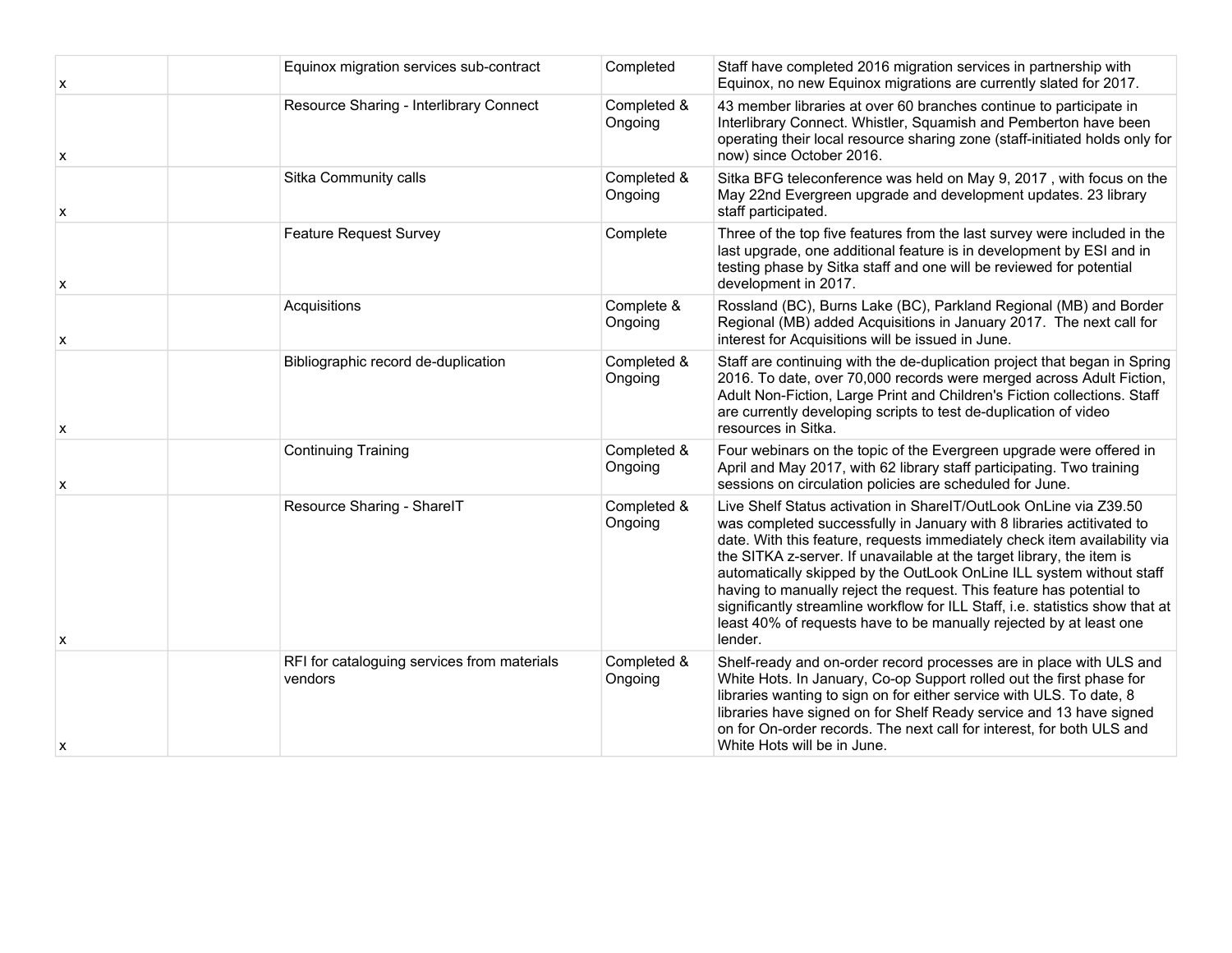| | | | | |
|---|---|---|---|---|
| x | | Equinox migration services sub-contract | Completed | Staff have completed 2016 migration services in partnership with Equinox, no new Equinox migrations are currently slated for 2017. |
| x | | Resource Sharing - Interlibrary Connect | Completed & Ongoing | 43 member libraries at over 60 branches continue to participate in Interlibrary Connect. Whistler, Squamish and Pemberton have been operating their local resource sharing zone (staff-initiated holds only for now) since October 2016. |
| x | | Sitka Community calls | Completed & Ongoing | Sitka BFG teleconference was held on May 9, 2017 , with focus on the May 22nd Evergreen upgrade and development updates. 23 library staff participated. |
| x | | Feature Request Survey | Complete | Three of the top five features from the last survey were included in the last upgrade, one additional feature is in development by ESI and in testing phase by Sitka staff and one will be reviewed for potential development in 2017. |
| x | | Acquisitions | Complete & Ongoing | Rossland (BC), Burns Lake (BC), Parkland Regional (MB) and Border Regional (MB) added Acquisitions in January 2017. The next call for interest for Acquisitions will be issued in June. |
| x | | Bibliographic record de-duplication | Completed & Ongoing | Staff are continuing with the de-duplication project that began in Spring 2016. To date, over 70,000 records were merged across Adult Fiction, Adult Non-Fiction, Large Print and Children's Fiction collections. Staff are currently developing scripts to test de-duplication of video resources in Sitka. |
| x | | Continuing Training | Completed & Ongoing | Four webinars on the topic of the Evergreen upgrade were offered in April and May 2017, with 62 library staff participating. Two training sessions on circulation policies are scheduled for June. |
| x | | Resource Sharing - ShareIT | Completed & Ongoing | Live Shelf Status activation in ShareIT/OutLook OnLine via Z39.50 was completed successfully in January with 8 libraries actitivated to date. With this feature, requests immediately check item availability via the SITKA z-server. If unavailable at the target library, the item is automatically skipped by the OutLook OnLine ILL system without staff having to manually reject the request. This feature has potential to significantly streamline workflow for ILL Staff, i.e. statistics show that at least 40% of requests have to be manually rejected by at least one lender. |
| x | | RFI for cataloguing services from materials vendors | Completed & Ongoing | Shelf-ready and on-order record processes are in place with ULS and White Hots. In January, Co-op Support rolled out the first phase for libraries wanting to sign on for either service with ULS. To date, 8 libraries have signed on for Shelf Ready service and 13 have signed on for On-order records. The next call for interest, for both ULS and White Hots will be in June. |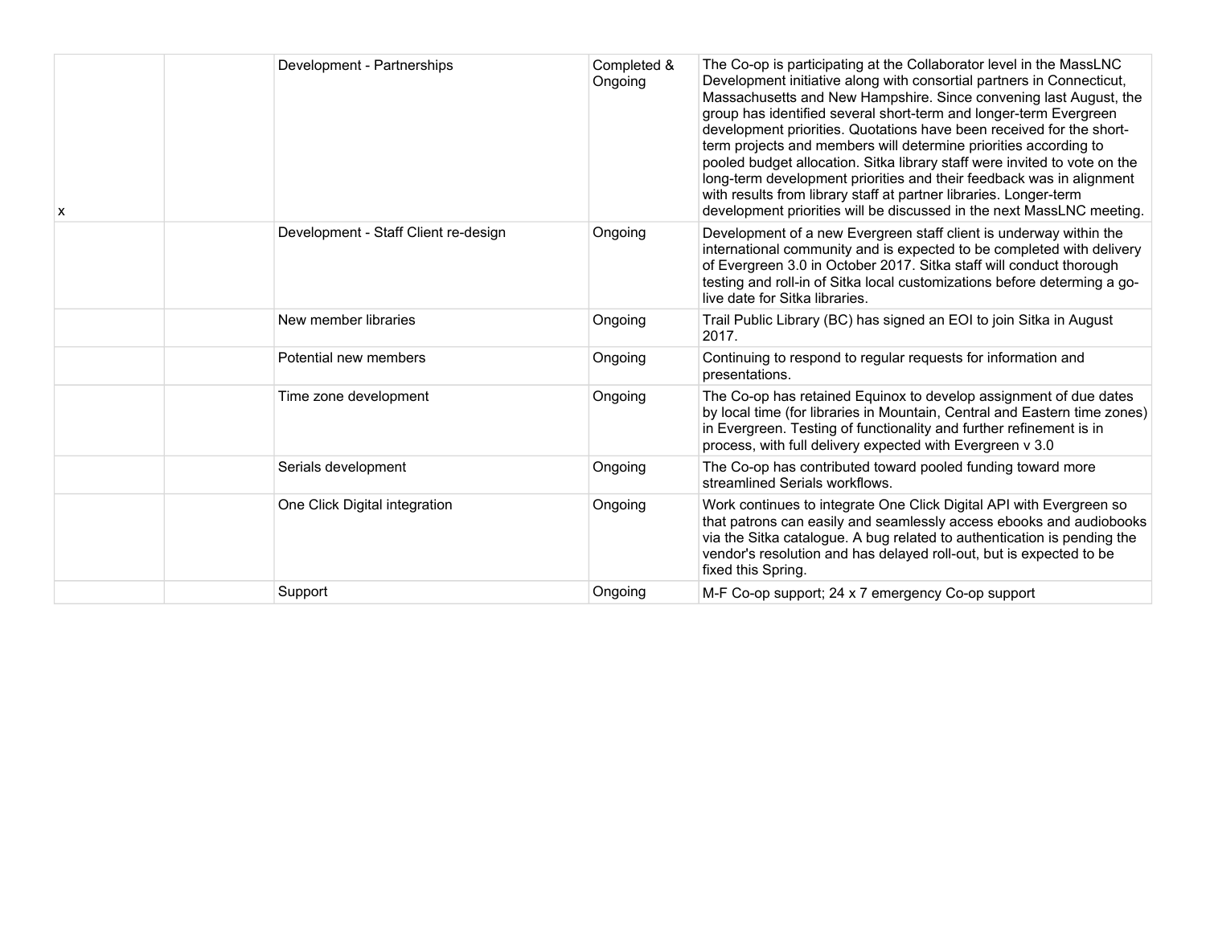| | | | | |
|---|---|---|---|---|
| x | | Development - Partnerships | Completed & Ongoing | The Co-op is participating at the Collaborator level in the MassLNC Development initiative along with consortial partners in Connecticut, Massachusetts and New Hampshire. Since convening last August, the group has identified several short-term and longer-term Evergreen development priorities. Quotations have been received for the short-term projects and members will determine priorities according to pooled budget allocation. Sitka library staff were invited to vote on the long-term development priorities and their feedback was in alignment with results from library staff at partner libraries. Longer-term development priorities will be discussed in the next MassLNC meeting. |
| | | Development - Staff Client re-design | Ongoing | Development of a new Evergreen staff client is underway within the international community and is expected to be completed with delivery of Evergreen 3.0 in October 2017. Sitka staff will conduct thorough testing and roll-in of Sitka local customizations before determing a go-live date for Sitka libraries. |
| | | New member libraries | Ongoing | Trail Public Library (BC) has signed an EOI to join Sitka in August 2017. |
| | | Potential new members | Ongoing | Continuing to respond to regular requests for information and presentations. |
| | | Time zone development | Ongoing | The Co-op has retained Equinox to develop assignment of due dates by local time (for libraries in Mountain, Central and Eastern time zones) in Evergreen. Testing of functionality and further refinement is in process, with full delivery expected with Evergreen v 3.0 |
| | | Serials development | Ongoing | The Co-op has contributed toward pooled funding toward more streamlined Serials workflows. |
| | | One Click Digital integration | Ongoing | Work continues to integrate One Click Digital API with Evergreen so that patrons can easily and seamlessly access ebooks and audiobooks via the Sitka catalogue. A bug related to authentication is pending the vendor's resolution and has delayed roll-out, but is expected to be fixed this Spring. |
| | | Support | Ongoing | M-F Co-op support; 24 x 7 emergency Co-op support |